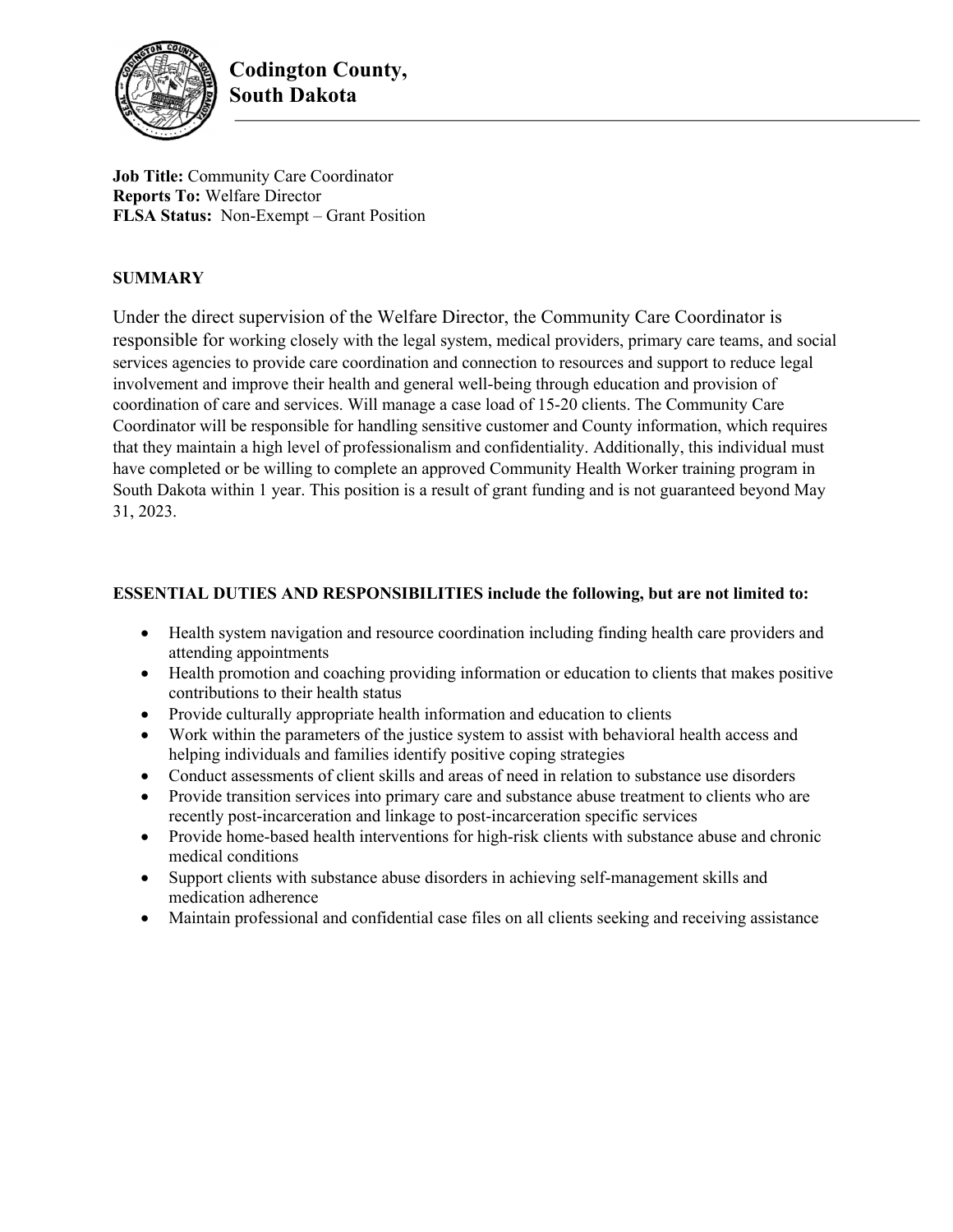# Codington County, South Dakota

**Job Title:** Community Care Coordinator
**Reports To:** Welfare Director
**FLSA Status:** Non-Exempt – Grant Position

## SUMMARY

Under the direct supervision of the Welfare Director, the Community Care Coordinator is responsible for working closely with the legal system, medical providers, primary care teams, and social services agencies to provide care coordination and connection to resources and support to reduce legal involvement and improve their health and general well-being through education and provision of coordination of care and services. Will manage a case load of 15-20 clients. The Community Care Coordinator will be responsible for handling sensitive customer and County information, which requires that they maintain a high level of professionalism and confidentiality. Additionally, this individual must have completed or be willing to complete an approved Community Health Worker training program in South Dakota within 1 year. This position is a result of grant funding and is not guaranteed beyond May 31, 2023.

**ESSENTIAL DUTIES AND RESPONSIBILITIES include the following, but are not limited to:**

- Health system navigation and resource coordination including finding health care providers and attending appointments
- Health promotion and coaching providing information or education to clients that makes positive contributions to their health status
- Provide culturally appropriate health information and education to clients
- Work within the parameters of the justice system to assist with behavioral health access and helping individuals and families identify positive coping strategies
- Conduct assessments of client skills and areas of need in relation to substance use disorders
- Provide transition services into primary care and substance abuse treatment to clients who are recently post-incarceration and linkage to post-incarceration specific services
- Provide home-based health interventions for high-risk clients with substance abuse and chronic medical conditions
- Support clients with substance abuse disorders in achieving self-management skills and medication adherence
- Maintain professional and confidential case files on all clients seeking and receiving assistance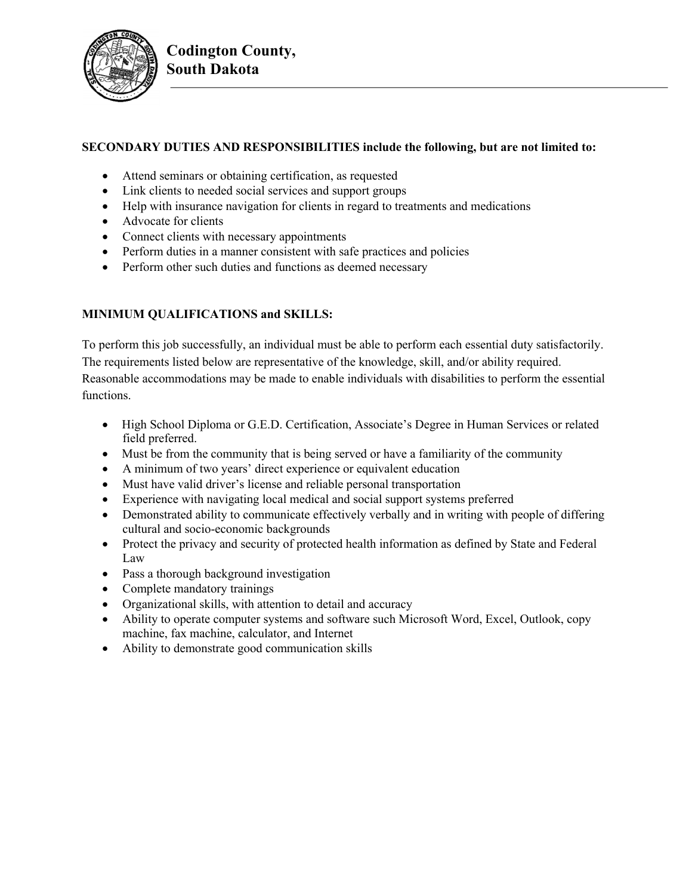**SECONDARY DUTIES AND RESPONSIBILITIES include the following, but are not limited to:**

- Attend seminars or obtaining certification, as requested
- Link clients to needed social services and support groups
- Help with insurance navigation for clients in regard to treatments and medications
- Advocate for clients
- Connect clients with necessary appointments
- Perform duties in a manner consistent with safe practices and policies
- Perform other such duties and functions as deemed necessary

**MINIMUM QUALIFICATIONS and SKILLS:**

To perform this job successfully, an individual must be able to perform each essential duty satisfactorily. The requirements listed below are representative of the knowledge, skill, and/or ability required. Reasonable accommodations may be made to enable individuals with disabilities to perform the essential functions.

- High School Diploma or G.E.D. Certification, Associate's Degree in Human Services or related field preferred.
- Must be from the community that is being served or have a familiarity of the community
- A minimum of two years' direct experience or equivalent education
- Must have valid driver's license and reliable personal transportation
- Experience with navigating local medical and social support systems preferred
- Demonstrated ability to communicate effectively verbally and in writing with people of differing cultural and socio-economic backgrounds
- Protect the privacy and security of protected health information as defined by State and Federal Law
- Pass a thorough background investigation
- Complete mandatory trainings
- Organizational skills, with attention to detail and accuracy
- Ability to operate computer systems and software such Microsoft Word, Excel, Outlook, copy machine, fax machine, calculator, and Internet
- Ability to demonstrate good communication skills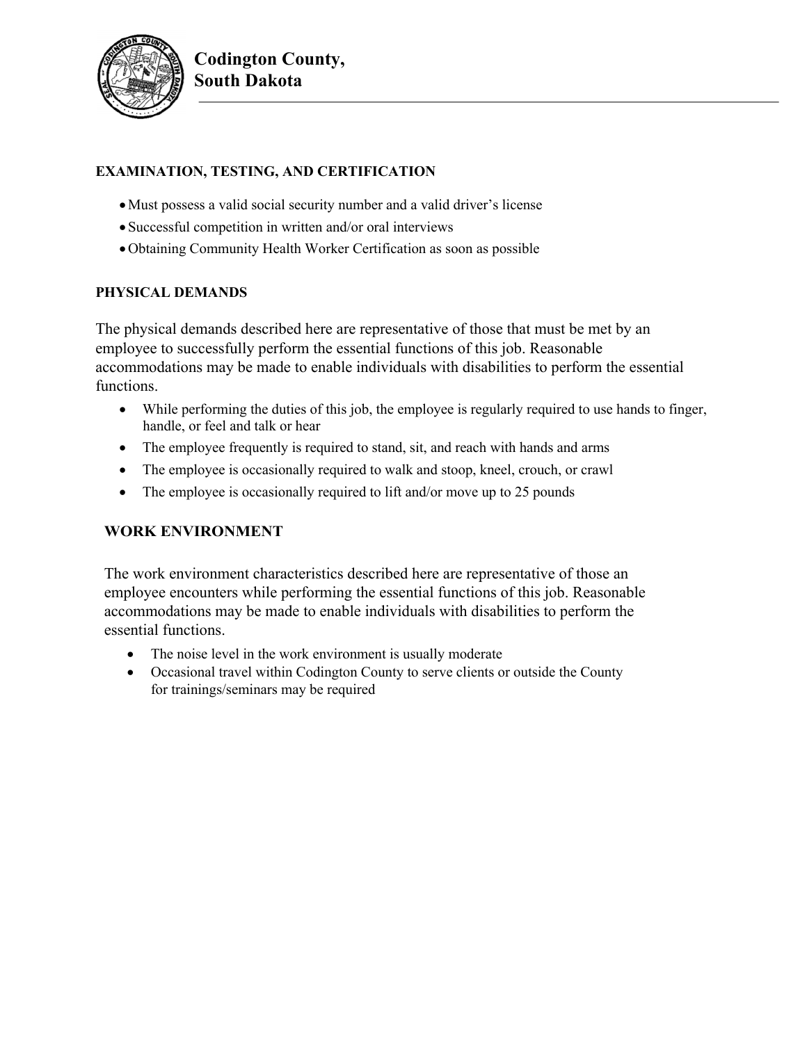## EXAMINATION, TESTING, AND CERTIFICATION

- Must possess a valid social security number and a valid driver's license
- Successful competition in written and/or oral interviews
- Obtaining Community Health Worker Certification as soon as possible

## PHYSICAL DEMANDS

The physical demands described here are representative of those that must be met by an employee to successfully perform the essential functions of this job. Reasonable accommodations may be made to enable individuals with disabilities to perform the essential functions.

- While performing the duties of this job, the employee is regularly required to use hands to finger, handle, or feel and talk or hear
- The employee frequently is required to stand, sit, and reach with hands and arms
- The employee is occasionally required to walk and stoop, kneel, crouch, or crawl
- The employee is occasionally required to lift and/or move up to 25 pounds

## WORK ENVIRONMENT

The work environment characteristics described here are representative of those an employee encounters while performing the essential functions of this job. Reasonable accommodations may be made to enable individuals with disabilities to perform the essential functions.

- The noise level in the work environment is usually moderate
- Occasional travel within Codington County to serve clients or outside the County for trainings/seminars may be required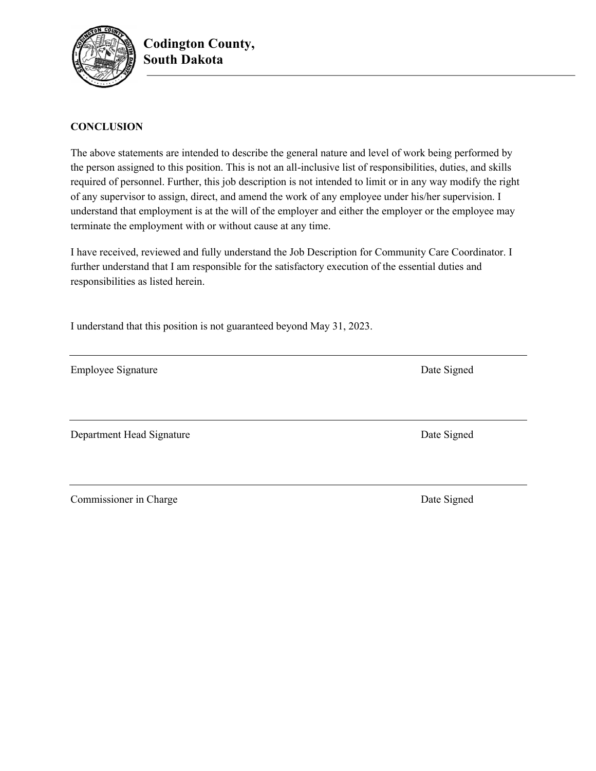## CONCLUSION

The above statements are intended to describe the general nature and level of work being performed by the person assigned to this position. This is not an all-inclusive list of responsibilities, duties, and skills required of personnel. Further, this job description is not intended to limit or in any way modify the right of any supervisor to assign, direct, and amend the work of any employee under his/her supervision. I understand that employment is at the will of the employer and either the employer or the employee may terminate the employment with or without cause at any time.

I have received, reviewed and fully understand the Job Description for Community Care Coordinator. I further understand that I am responsible for the satisfactory execution of the essential duties and responsibilities as listed herein.

I understand that this position is not guaranteed beyond May 31, 2023.

---

Employee Signature                                                                 Date Signed

---

Department Head Signature                                                       Date Signed

---

Commissioner in Charge                                                            Date Signed